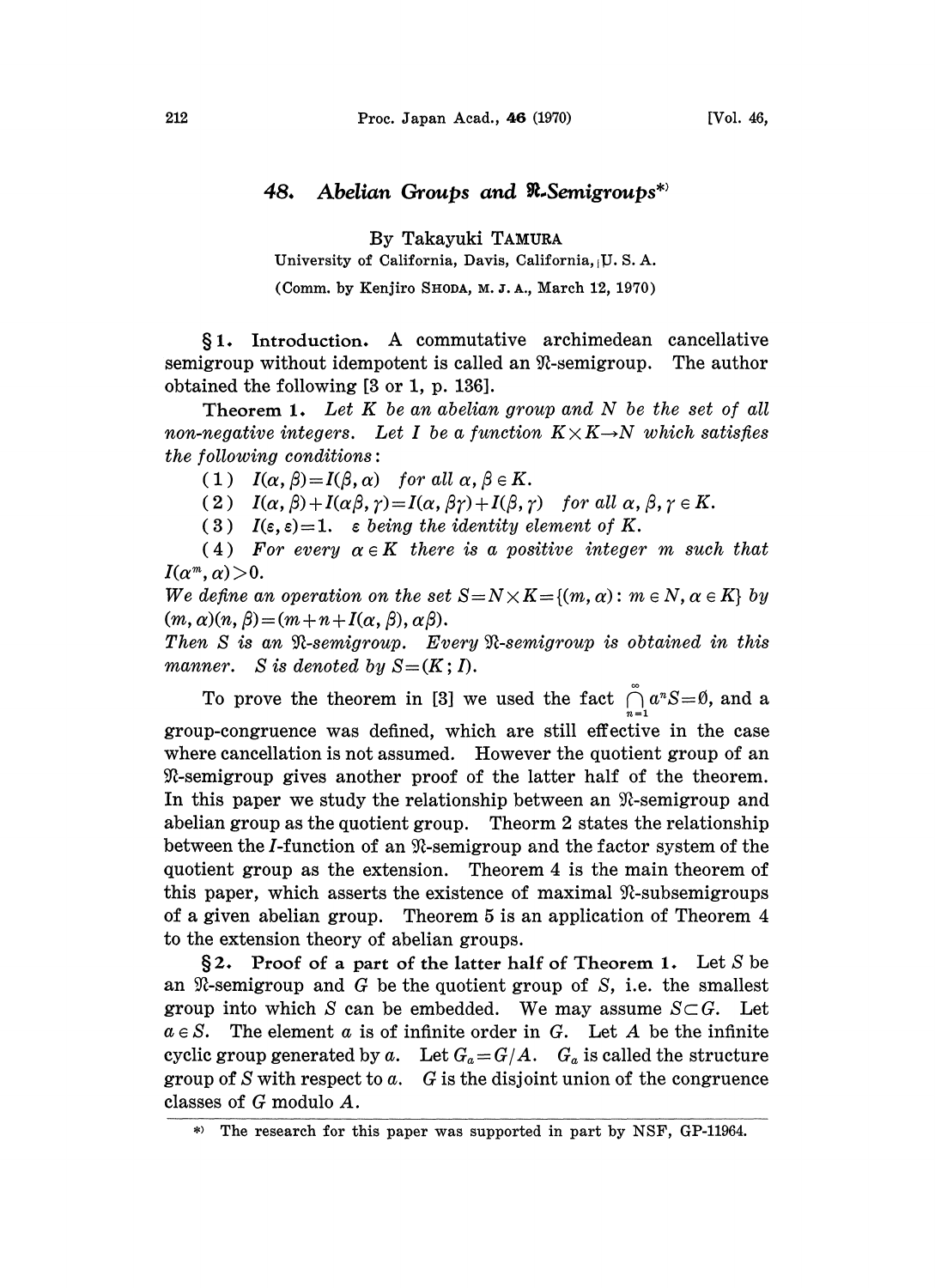# 48. Abelian Groups and $\mathfrak{R}$-Semigroups*)

By Takayuki TAMURA

University of California, Davis, California, U. S. A.

(Comm. by Kenjiro SHODA, M. J. A., March 12, 1970)

**§1. Introduction.** A commutative archimedean cancellative semigroup without idempotent is called an $\mathfrak{R}$-semigroup. The author obtained the following [3 or 1, p. 136].

**Theorem 1.** *Let $K$ be an abelian group and $N$ be the set of all non-negative integers. Let $I$ be a function $K \times K \to N$ which satisfies the following conditions:*

(1) $I(\alpha, \beta) = I(\beta, \alpha)$ *for all* $\alpha, \beta \in K$.

(2) $I(\alpha, \beta) + I(\alpha\beta, \gamma) = I(\alpha, \beta\gamma) + I(\beta, \gamma)$ *for all* $\alpha, \beta, \gamma \in K$.

(3) $I(\varepsilon, \varepsilon) = 1$. *$\varepsilon$ being the identity element of $K$.*

(4) *For every $\alpha \in K$ there is a positive integer $m$ such that* $I(\alpha^m, \alpha) > 0$.

*We define an operation on the set $S = N \times K = \{(m, \alpha) : m \in N, \alpha \in K\}$ by* $(m, \alpha)(n, \beta) = (m + n + I(\alpha, \beta), \alpha\beta)$.

*Then $S$ is an $\mathfrak{R}$-semigroup. Every $\mathfrak{R}$-semigroup is obtained in this manner. $S$ is denoted by $S = (K; I)$.*

To prove the theorem in [3] we used the fact $\bigcap_{n=1}^{\infty} a^n S = \emptyset$, and a group-congruence was defined, which are still effective in the case where cancellation is not assumed. However the quotient group of an $\mathfrak{R}$-semigroup gives another proof of the latter half of the theorem. In this paper we study the relationship between an $\mathfrak{R}$-semigroup and abelian group as the quotient group. Theorm 2 states the relationship between the $I$-function of an $\mathfrak{R}$-semigroup and the factor system of the quotient group as the extension. Theorem 4 is the main theorem of this paper, which asserts the existence of maximal $\mathfrak{R}$-subsemigroups of a given abelian group. Theorem 5 is an application of Theorem 4 to the extension theory of abelian groups.

**§2. Proof of a part of the latter half of Theorem 1.** Let $S$ be an $\mathfrak{R}$-semigroup and $G$ be the quotient group of $S$, i.e. the smallest group into which $S$ can be embedded. We may assume $S \subset G$. Let $a \in S$. The element $a$ is of infinite order in $G$. Let $A$ be the infinite cyclic group generated by $a$. Let $G_a = G/A$. $G_a$ is called the structure group of $S$ with respect to $a$. $G$ is the disjoint union of the congruence classes of $G$ modulo $A$.

---

*) The research for this paper was supported in part by NSF, GP-11964.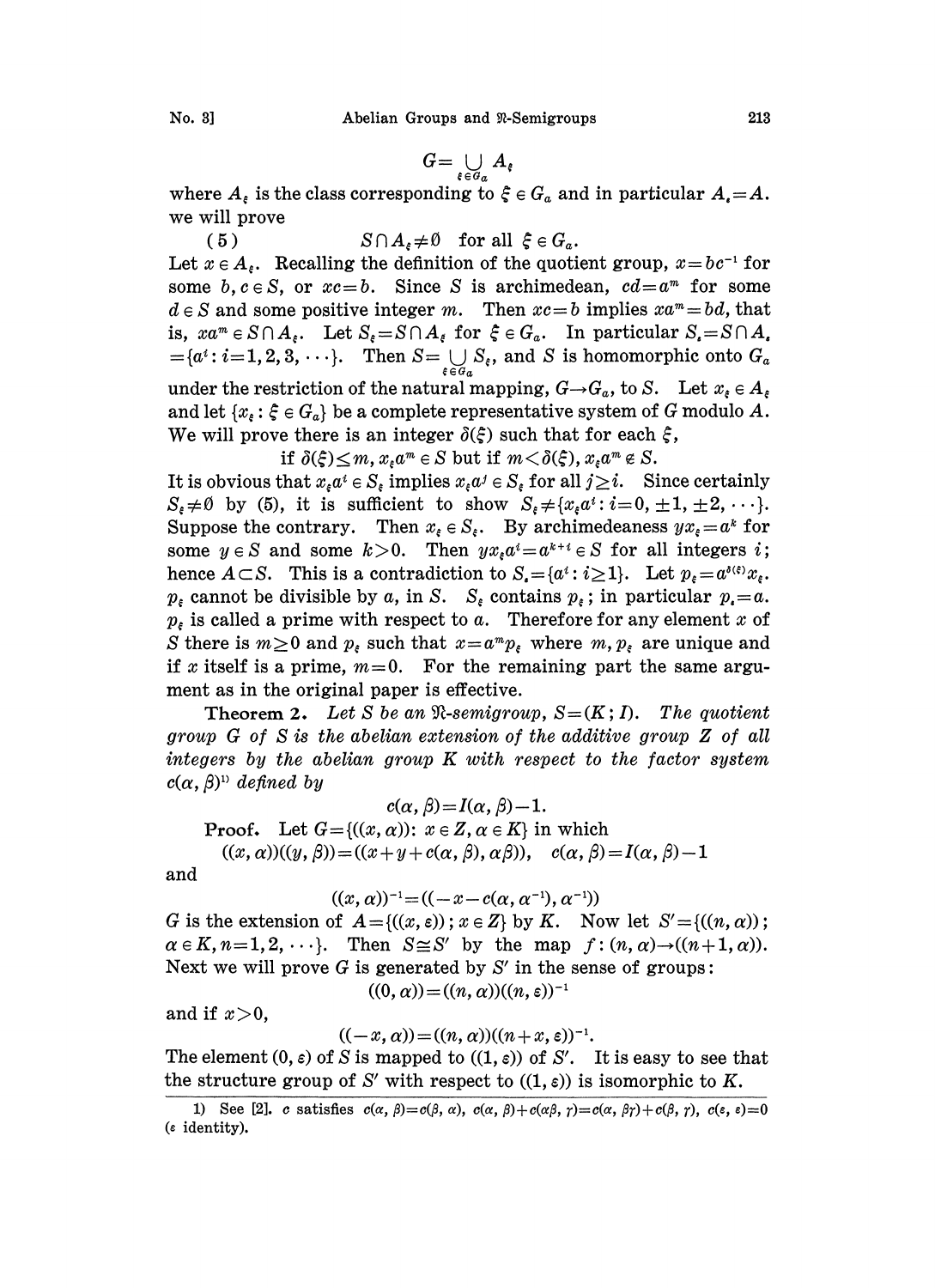$$G = \bigcup_{\xi \in G_a} A_\xi$$

where $A_\xi$ is the class corresponding to $\xi \in G_a$ and in particular $A_\varepsilon = A$. we will prove

(5) $\qquad S \cap A_\xi \neq \emptyset \quad$ for all $\xi \in G_a$.

Let $x \in A_\xi$. Recalling the definition of the quotient group, $x = bc^{-1}$ for some $b, c \in S$, or $xc = b$. Since $S$ is archimedean, $cd = a^m$ for some $d \in S$ and some positive integer $m$. Then $xc = b$ implies $xa^m = bd$, that is, $xa^m \in S \cap A_\xi$. Let $S_\xi = S \cap A_\xi$ for $\xi \in G_a$. In particular $S_\varepsilon = S \cap A_\varepsilon = \{a^i : i = 1, 2, 3, \cdots\}$. Then $S = \bigcup_{\xi \in G_a} S_\xi$, and $S$ is homomorphic onto $G_a$ under the restriction of the natural mapping, $G \to G_a$, to $S$. Let $x_\xi \in A_\xi$ and let $\{x_\xi : \xi \in G_a\}$ be a complete representative system of $G$ modulo $A$. We will prove there is an integer $\delta(\xi)$ such that for each $\xi$,

$$\text{if } \delta(\xi) \leq m,\ x_\xi a^m \in S \text{ but if } m < \delta(\xi),\ x_\xi a^m \notin S.$$

It is obvious that $x_\xi a^i \in S_\xi$ implies $x_\xi a^j \in S_\xi$ for all $j \geq i$. Since certainly $S_\xi \neq \emptyset$ by (5), it is sufficient to show $S_\xi \neq \{x_\xi a^i : i = 0, \pm 1, \pm 2, \cdots\}$. Suppose the contrary. Then $x_\xi \in S_\xi$. By archimedeaness $yx_\xi = a^k$ for some $y \in S$ and some $k > 0$. Then $yx_\xi a^i = a^{k+i} \in S$ for all integers $i$; hence $A \subset S$. This is a contradiction to $S_\varepsilon = \{a^i : i \geq 1\}$. Let $p_\xi = a^{\delta(\xi)} x_\xi$. $p_\xi$ cannot be divisible by $a$, in $S$. $S_\xi$ contains $p_\xi$; in particular $p_\varepsilon = a$. $p_\xi$ is called a prime with respect to $a$. Therefore for any element $x$ of $S$ there is $m \geq 0$ and $p_\xi$ such that $x = a^m p_\xi$ where $m, p_\xi$ are unique and if $x$ itself is a prime, $m = 0$. For the remaining part the same argument as in the original paper is effective.

**Theorem 2.** *Let $S$ be an $\mathfrak{N}$-semigroup, $S = (K; I)$. The quotient group $G$ of $S$ is the abelian extension of the additive group $Z$ of all integers by the abelian group $K$ with respect to the factor system $c(\alpha, \beta)$*[1] *defined by*

$$c(\alpha, \beta) = I(\alpha, \beta) - 1.$$

**Proof.** Let $G = \{((x, \alpha)) : x \in Z, \alpha \in K\}$ in which

$$((x, \alpha))((y, \beta)) = ((x + y + c(\alpha, \beta), \alpha\beta)), \quad c(\alpha, \beta) = I(\alpha, \beta) - 1$$

and

$$((x, \alpha))^{-1} = ((-x - c(\alpha, \alpha^{-1}), \alpha^{-1}))$$

$G$ is the extension of $A = \{((x, \varepsilon)) ; x \in Z\}$ by $K$. Now let $S' = \{((n, \alpha)) ; \alpha \in K, n = 1, 2, \cdots\}$. Then $S \cong S'$ by the map $f : (n, \alpha) \to ((n+1, \alpha))$. Next we will prove $G$ is generated by $S'$ in the sense of groups:

$$((0, \alpha)) = ((n, \alpha))((n, \varepsilon))^{-1}$$

and if $x > 0$,

$$((-x, \alpha)) = ((n, \alpha))((n + x, \varepsilon))^{-1}.$$

The element $(0, \varepsilon)$ of $S$ is mapped to $((1, \varepsilon))$ of $S'$. It is easy to see that the structure group of $S'$ with respect to $((1, \varepsilon))$ is isomorphic to $K$.

---

1) See [2]. $c$ satisfies $c(\alpha, \beta) = c(\beta, \alpha)$, $c(\alpha, \beta) + c(\alpha\beta, \gamma) = c(\alpha, \beta\gamma) + c(\beta, \gamma)$, $c(\varepsilon, \varepsilon) = 0$ ($\varepsilon$ identity).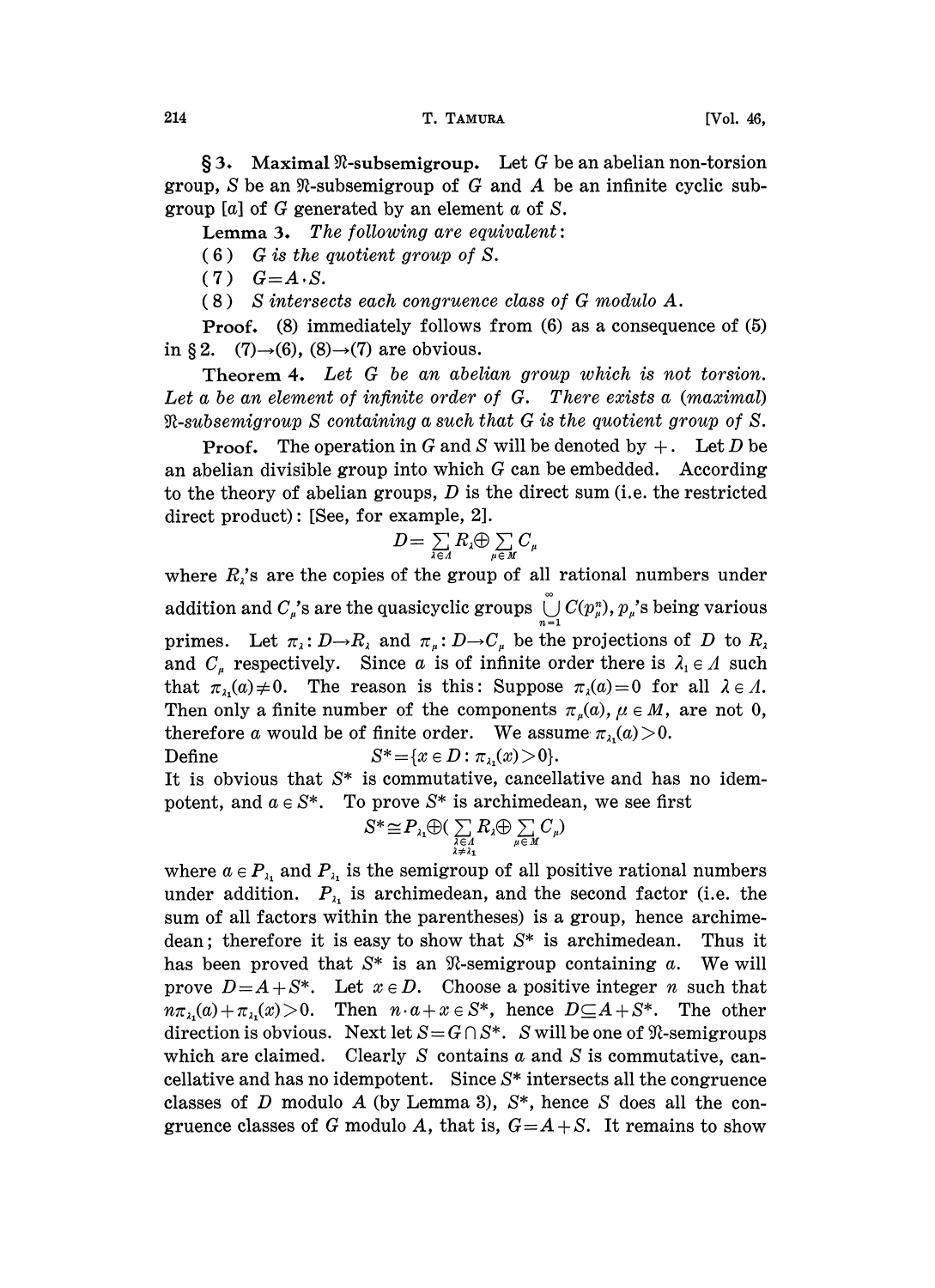**§ 3. Maximal $\mathfrak{N}$-subsemigroup.** Let $G$ be an abelian non-torsion group, $S$ be an $\mathfrak{N}$-subsemigroup of $G$ and $A$ be an infinite cyclic subgroup $[a]$ of $G$ generated by an element $a$ of $S$.

**Lemma 3.** *The following are equivalent:*

(6) *$G$ is the quotient group of $S$.*

(7) *$G = A \cdot S$.*

(8) *$S$ intersects each congruence class of $G$ modulo $A$.*

**Proof.** (8) immediately follows from (6) as a consequence of (5) in § 2. (7)→(6), (8)→(7) are obvious.

**Theorem 4.** *Let $G$ be an abelian group which is not torsion. Let $a$ be an element of infinite order of $G$. There exists a (maximal) $\mathfrak{N}$-subsemigroup $S$ containing $a$ such that $G$ is the quotient group of $S$.*

**Proof.** The operation in $G$ and $S$ will be denoted by $+$. Let $D$ be an abelian divisible group into which $G$ can be embedded. According to the theory of abelian groups, $D$ is the direct sum (i.e. the restricted direct product): [See, for example, 2].

$$D = \sum_{\lambda \in \Lambda} R_\lambda \oplus \sum_{\mu \in M} C_\mu$$

where $R_\lambda$'s are the copies of the group of all rational numbers under addition and $C_\mu$'s are the quasicyclic groups $\bigcup_{n=1}^{\infty} C(p_\mu^n)$, $p_\mu$'s being various primes. Let $\pi_\lambda : D \to R_\lambda$ and $\pi_\mu : D \to C_\mu$ be the projections of $D$ to $R_\lambda$ and $C_\mu$ respectively. Since $a$ is of infinite order there is $\lambda_1 \in \Lambda$ such that $\pi_{\lambda_1}(a) \neq 0$. The reason is this: Suppose $\pi_\lambda(a) = 0$ for all $\lambda \in \Lambda$. Then only a finite number of the components $\pi_\mu(a)$, $\mu \in M$, are not 0, therefore $a$ would be of finite order. We assume $\pi_{\lambda_1}(a) > 0$.

Define
$$S^* = \{x \in D : \pi_{\lambda_1}(x) > 0\}.$$

It is obvious that $S^*$ is commutative, cancellative and has no idempotent, and $a \in S^*$. To prove $S^*$ is archimedean, we see first

$$S^* \cong P_{\lambda_1} \oplus \Big( \sum_{\substack{\lambda \in \Lambda \\ \lambda \neq \lambda_1}} R_\lambda \oplus \sum_{\mu \in M} C_\mu \Big)$$

where $a \in P_{\lambda_1}$ and $P_{\lambda_1}$ is the semigroup of all positive rational numbers under addition. $P_{\lambda_1}$ is archimedean, and the second factor (i.e. the sum of all factors within the parentheses) is a group, hence archimedean; therefore it is easy to show that $S^*$ is archimedean. Thus it has been proved that $S^*$ is an $\mathfrak{N}$-semigroup containing $a$. We will prove $D = A + S^*$. Let $x \in D$. Choose a positive integer $n$ such that $n\pi_{\lambda_1}(a) + \pi_{\lambda_1}(x) > 0$. Then $n \cdot a + x \in S^*$, hence $D \subseteq A + S^*$. The other direction is obvious. Next let $S = G \cap S^*$. $S$ will be one of $\mathfrak{N}$-semigroups which are claimed. Clearly $S$ contains $a$ and $S$ is commutative, cancellative and has no idempotent. Since $S^*$ intersects all the congruence classes of $D$ modulo $A$ (by Lemma 3), $S^*$, hence $S$ does all the congruence classes of $G$ modulo $A$, that is, $G = A + S$. It remains to show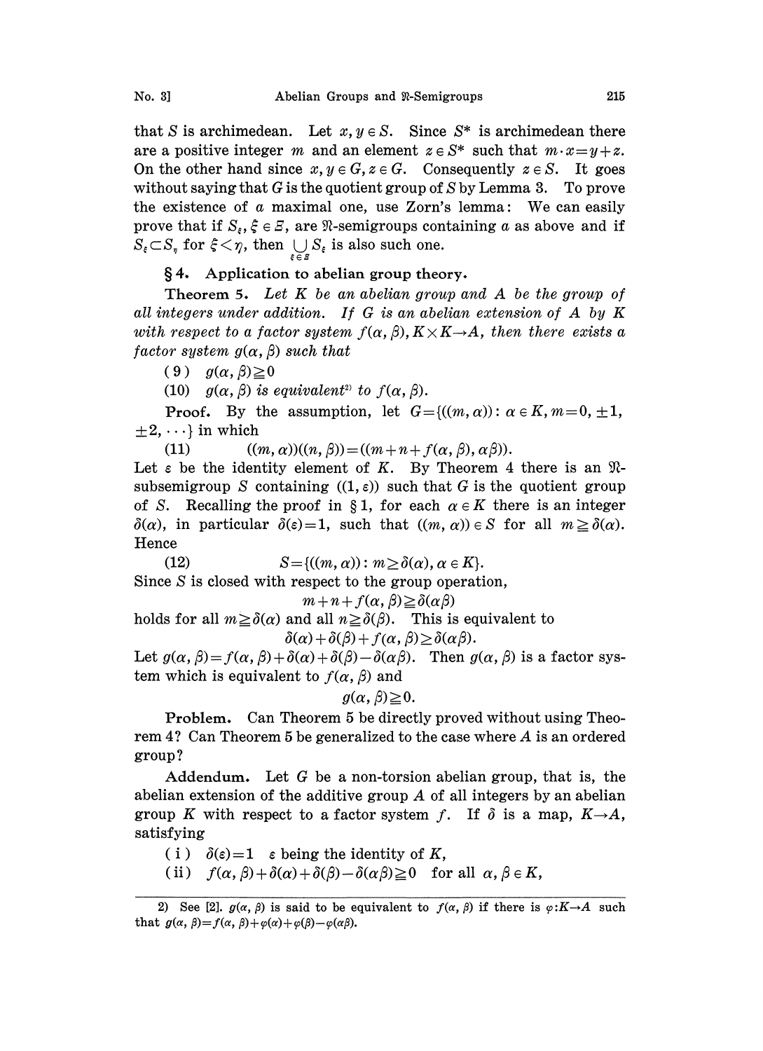that $S$ is archimedean. Let $x, y \in S$. Since $S^*$ is archimedean there are a positive integer $m$ and an element $z \in S^*$ such that $m \cdot x = y + z$. On the other hand since $x, y \in G, z \in G$. Consequently $z \in S$. It goes without saying that $G$ is the quotient group of $S$ by Lemma 3. To prove the existence of a maximal one, use Zorn's lemma: We can easily prove that if $S_\xi, \xi \in \Xi$, are $\mathfrak{N}$-semigroups containing $a$ as above and if $S_\xi \subset S_\eta$ for $\xi < \eta$, then $\bigcup_{\xi \in \Xi} S_\xi$ is also such one.

## §4. Application to abelian group theory.

**Theorem 5.** *Let $K$ be an abelian group and $A$ be the group of all integers under addition. If $G$ is an abelian extension of $A$ by $K$ with respect to a factor system $f(\alpha, \beta), K \times K \to A$, then there exists a factor system $g(\alpha, \beta)$ such that*

(9) $g(\alpha, \beta) \geqq 0$

(10) *$g(\alpha, \beta)$ is equivalent*[2] *to $f(\alpha, \beta)$.*

**Proof.** By the assumption, let $G = \{((m, \alpha)) : \alpha \in K, m = 0, \pm 1, \pm 2, \cdots\}$ in which

$$(11) \qquad ((m, \alpha))((n, \beta)) = ((m + n + f(\alpha, \beta), \alpha\beta)).$$

Let $\varepsilon$ be the identity element of $K$. By Theorem 4 there is an $\mathfrak{N}$-subsemigroup $S$ containing $((1, \varepsilon))$ such that $G$ is the quotient group of $S$. Recalling the proof in §1, for each $\alpha \in K$ there is an integer $\delta(\alpha)$, in particular $\delta(\varepsilon) = 1$, such that $((m, \alpha)) \in S$ for all $m \geqq \delta(\alpha)$. Hence

$$(12) \qquad S = \{((m, \alpha)) : m \geq \delta(\alpha), \alpha \in K\}.$$

Since $S$ is closed with respect to the group operation,

$$m + n + f(\alpha, \beta) \geqq \delta(\alpha\beta)$$

holds for all $m \geqq \delta(\alpha)$ and all $n \geqq \delta(\beta)$. This is equivalent to

$$\delta(\alpha) + \delta(\beta) + f(\alpha, \beta) \geq \delta(\alpha\beta).$$

Let $g(\alpha, \beta) = f(\alpha, \beta) + \delta(\alpha) + \delta(\beta) - \delta(\alpha\beta)$. Then $g(\alpha, \beta)$ is a factor system which is equivalent to $f(\alpha, \beta)$ and

$$g(\alpha, \beta) \geqq 0.$$

**Problem.** Can Theorem 5 be directly proved without using Theorem 4? Can Theorem 5 be generalized to the case where $A$ is an ordered group?

**Addendum.** Let $G$ be a non-torsion abelian group, that is, the abelian extension of the additive group $A$ of all integers by an abelian group $K$ with respect to a factor system $f$. If $\delta$ is a map, $K \to A$, satisfying

(i) $\delta(\varepsilon) = 1$ $\varepsilon$ being the identity of $K$,

(ii) $f(\alpha, \beta) + \delta(\alpha) + \delta(\beta) - \delta(\alpha\beta) \geqq 0$ for all $\alpha, \beta \in K$,

---

2) See [2]. $g(\alpha, \beta)$ is said to be equivalent to $f(\alpha, \beta)$ if there is $\varphi: K \to A$ such that $g(\alpha, \beta) = f(\alpha, \beta) + \varphi(\alpha) + \varphi(\beta) - \varphi(\alpha\beta)$.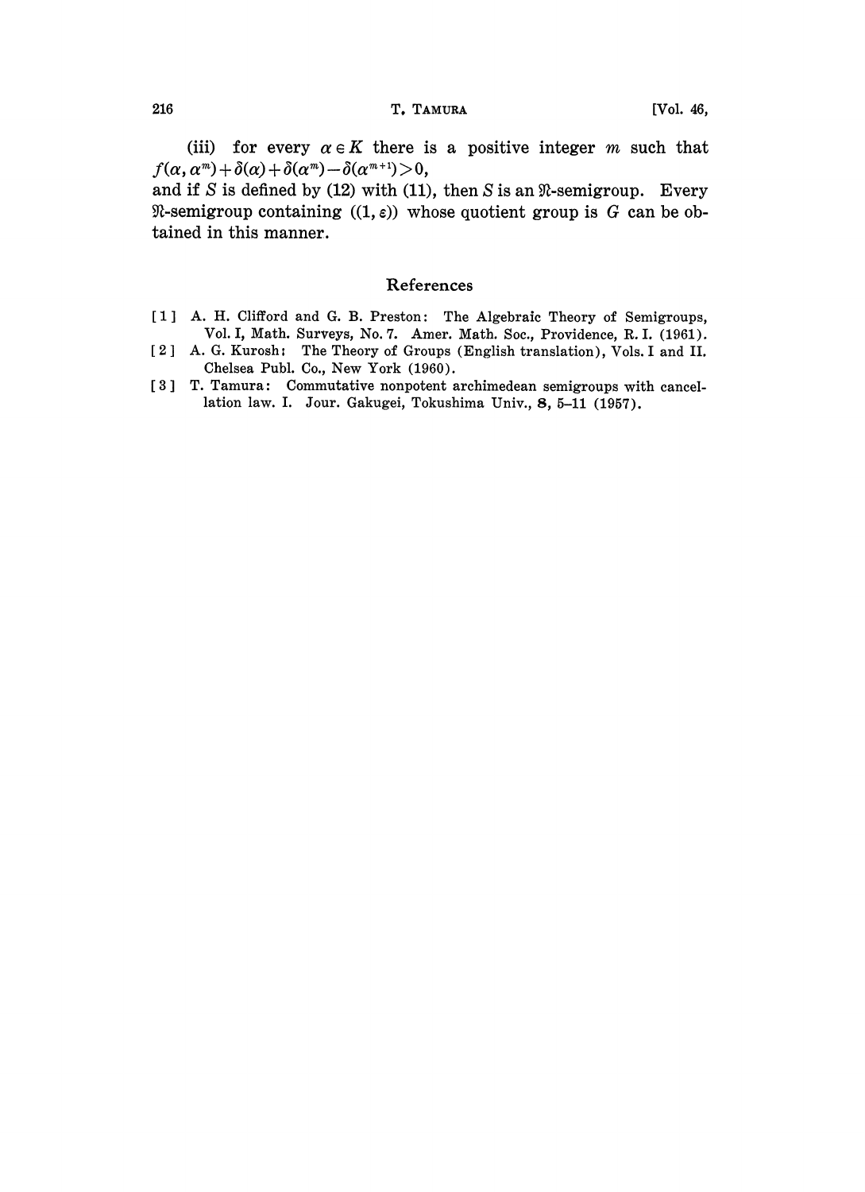(iii) for every $\alpha \in K$ there is a positive integer $m$ such that $f(\alpha, \alpha^m) + \delta(\alpha) + \delta(\alpha^m) - \delta(\alpha^{m+1}) > 0$,

and if $S$ is defined by (12) with (11), then $S$ is an $\mathfrak{N}$-semigroup. Every $\mathfrak{N}$-semigroup containing $((1, \varepsilon))$ whose quotient group is $G$ can be obtained in this manner.

## References

[1] A. H. Clifford and G. B. Preston: The Algebraic Theory of Semigroups, Vol. I, Math. Surveys, No. 7. Amer. Math. Soc., Providence, R. I. (1961).

[2] A. G. Kurosh: The Theory of Groups (English translation), Vols. I and II. Chelsea Publ. Co., New York (1960).

[3] T. Tamura: Commutative nonpotent archimedean semigroups with cancellation law. I. Jour. Gakugei, Tokushima Univ., **8**, 5–11 (1957).